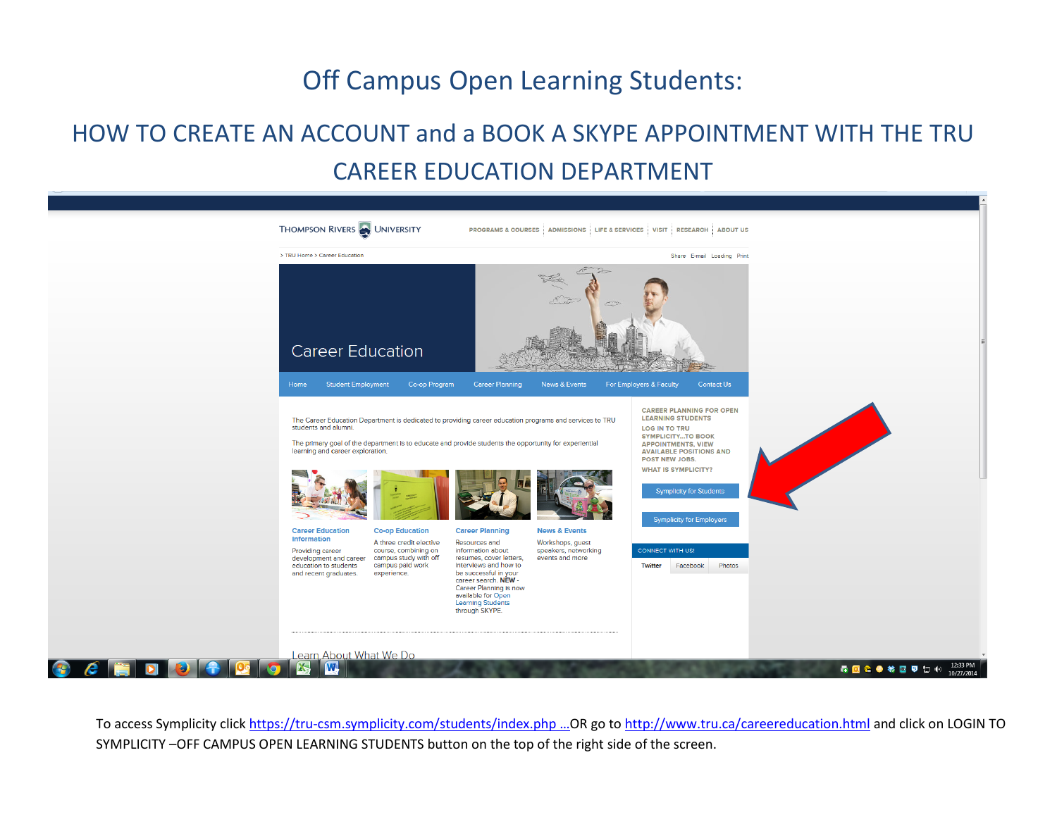# Off Campus Open Learning Students:

## HOW TO CREATE AN ACCOUNT and a BOOK A SKYPE APPOINTMENT WITH THE TRU CAREER EDUCATION DEPARTMENT

To access Symplicity click https://tru-csm.symplicity.com/students/index.php …OR go to http://www.tru.ca/careereducation.html and click on LOGIN TO SYMPLICITY –OFF CAMPUS OPEN LEARNING STUDENTS button on the top of the right side of the screen.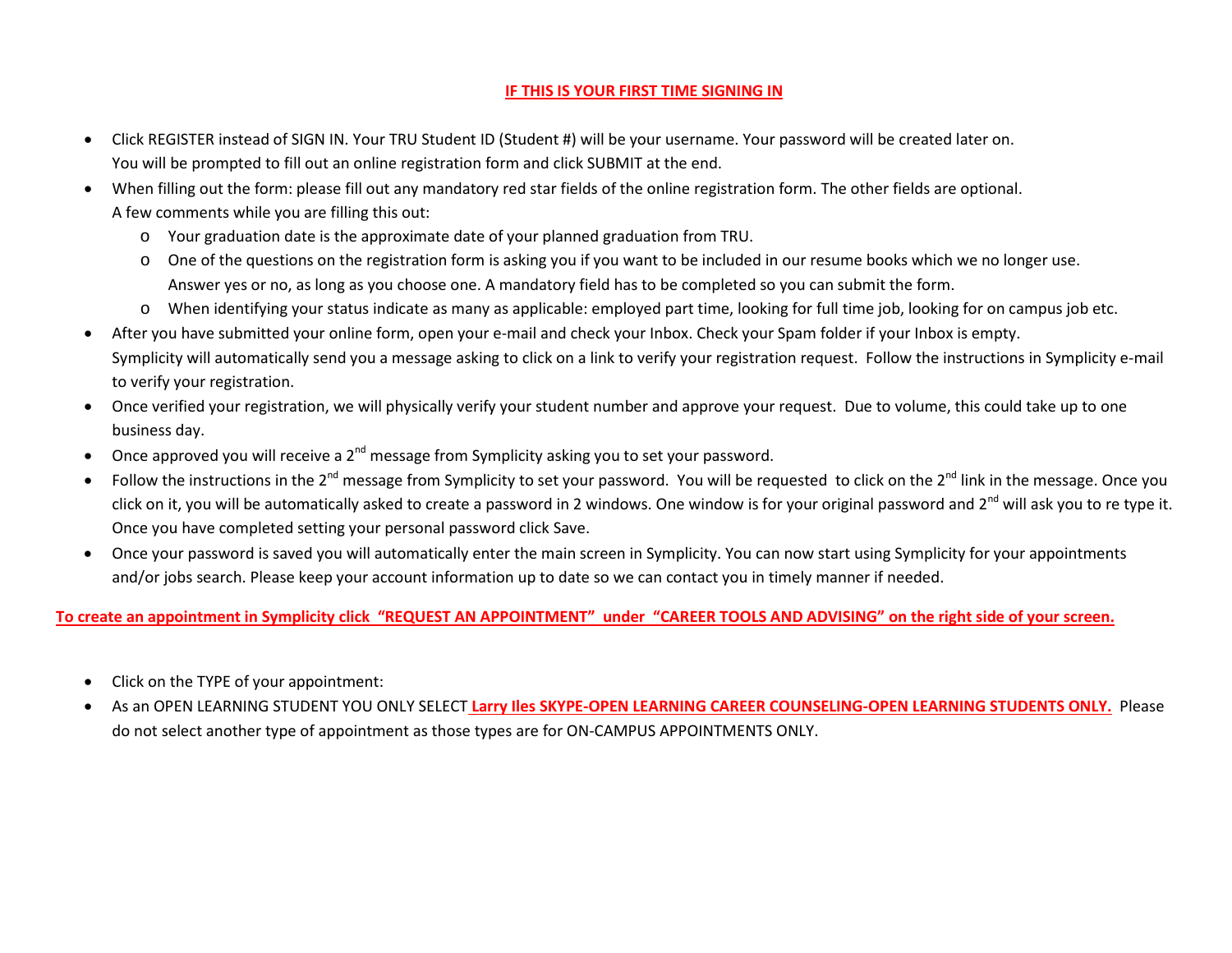## **IF THIS IS YOUR FIRST TIME SIGNING IN**

- Click REGISTER instead of SIGN IN. Your TRU Student ID (Student #) will be your username. Your password will be created later on. You will be prompted to fill out an online registration form and click SUBMIT at the end.
- When filling out the form: please fill out any mandatory red star fields of the online registration form. The other fields are optional. A few comments while you are filling this out:
  - Your graduation date is the approximate date of your planned graduation from TRU.
  - One of the questions on the registration form is asking you if you want to be included in our resume books which we no longer use. Answer yes or no, as long as you choose one. A mandatory field has to be completed so you can submit the form.
  - When identifying your status indicate as many as applicable: employed part time, looking for full time job, looking for on campus job etc.
- After you have submitted your online form, open your e-mail and check your Inbox. Check your Spam folder if your Inbox is empty. Symplicity will automatically send you a message asking to click on a link to verify your registration request. Follow the instructions in Symplicity e-mail to verify your registration.
- Once verified your registration, we will physically verify your student number and approve your request. Due to volume, this could take up to one business day.
- Once approved you will receive a 2nd message from Symplicity asking you to set your password.
- Follow the instructions in the 2nd message from Symplicity to set your password. You will be requested to click on the 2nd link in the message. Once you click on it, you will be automatically asked to create a password in 2 windows. One window is for your original password and 2nd will ask you to re type it. Once you have completed setting your personal password click Save.
- Once your password is saved you will automatically enter the main screen in Symplicity. You can now start using Symplicity for your appointments and/or jobs search. Please keep your account information up to date so we can contact you in timely manner if needed.

**To create an appointment in Symplicity click "REQUEST AN APPOINTMENT" under "CAREER TOOLS AND ADVISING" on the right side of your screen.**

- Click on the TYPE of your appointment:
- As an OPEN LEARNING STUDENT YOU ONLY SELECT **Larry Iles SKYPE-OPEN LEARNING CAREER COUNSELING-OPEN LEARNING STUDENTS ONLY.** Please do not select another type of appointment as those types are for ON-CAMPUS APPOINTMENTS ONLY.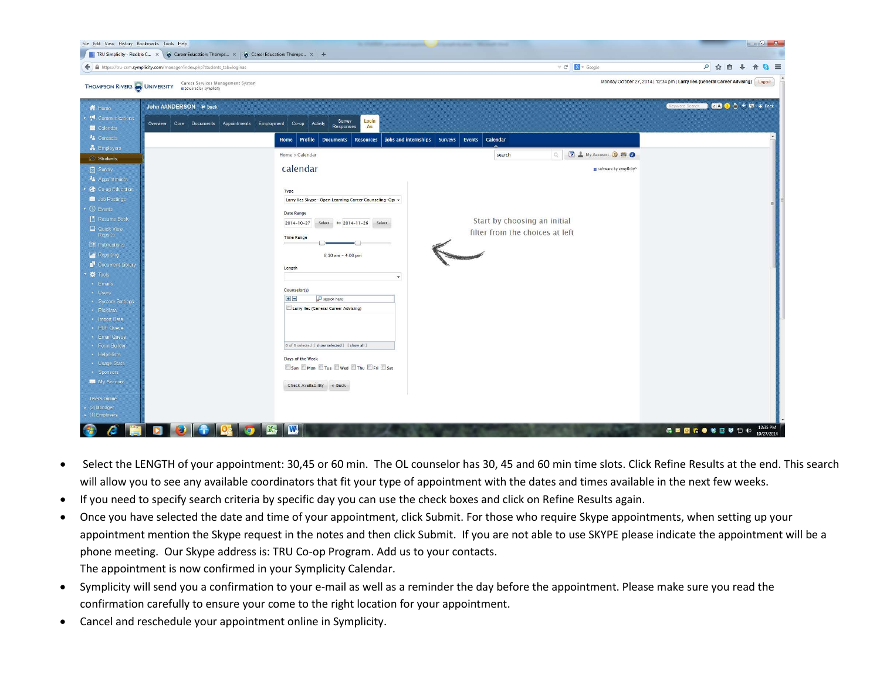- Select the LENGTH of your appointment: 30,45 or 60 min. The OL counselor has 30, 45 and 60 min time slots. Click Refine Results at the end. This search will allow you to see any available coordinators that fit your type of appointment with the dates and times available in the next few weeks.
- If you need to specify search criteria by specific day you can use the check boxes and click on Refine Results again.
- Once you have selected the date and time of your appointment, click Submit. For those who require Skype appointments, when setting up your appointment mention the Skype request in the notes and then click Submit. If you are not able to use SKYPE please indicate the appointment will be a phone meeting. Our Skype address is: TRU Co-op Program. Add us to your contacts.
  The appointment is now confirmed in your Symplicity Calendar.
- Symplicity will send you a confirmation to your e-mail as well as a reminder the day before the appointment. Please make sure you read the confirmation carefully to ensure your come to the right location for your appointment.
- Cancel and reschedule your appointment online in Symplicity.